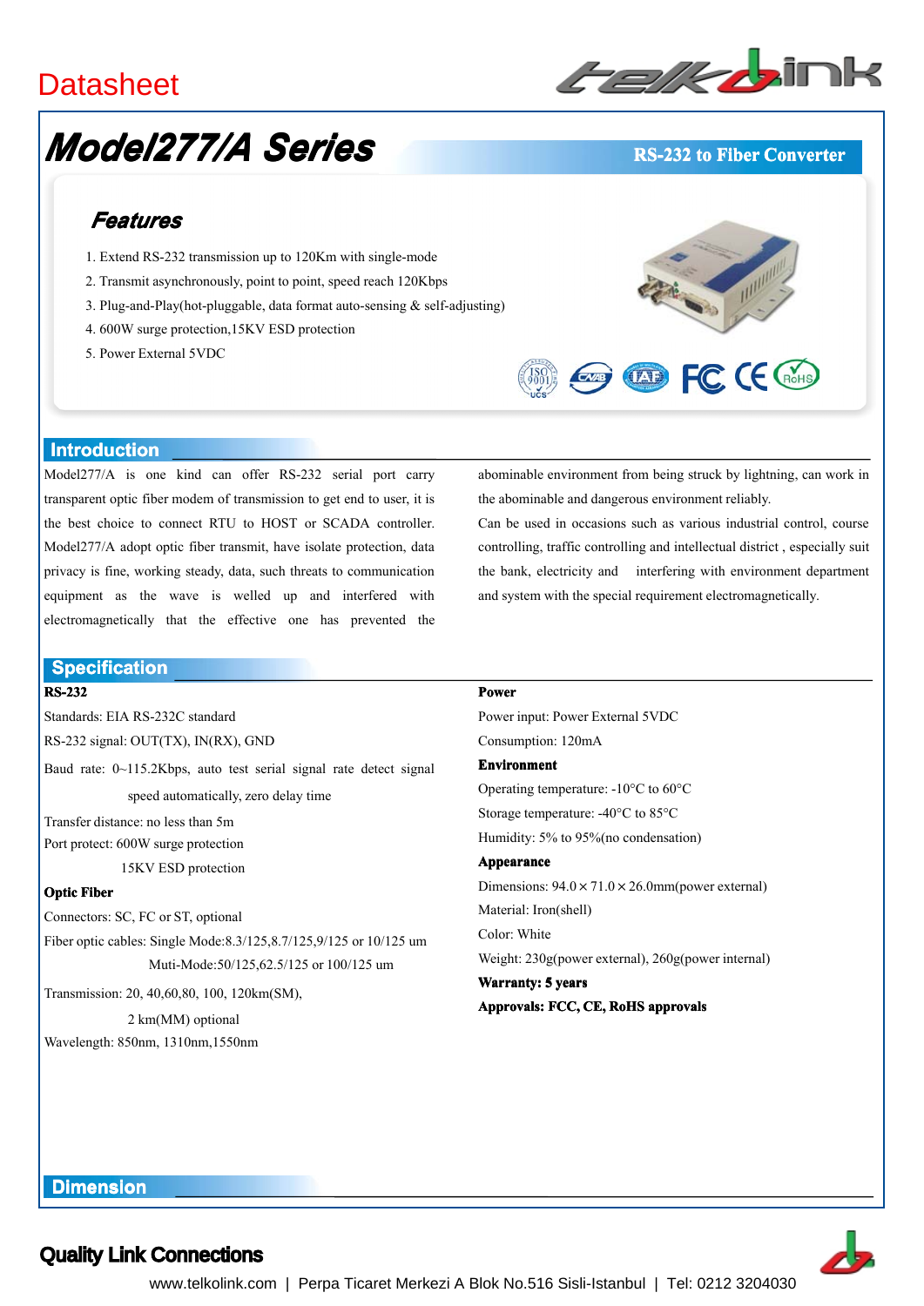Datasheet

# Model277/A Series

**RS-232 to Fiber Converter**

## Features

1. Extend RS-232 transmission up to 120Km with single-mode
2. Transmit asynchronously, point to point, speed reach 120Kbps
3. Plug-and-Play(hot-pluggable, data format auto-sensing & self-adjusting)
4. 600W surge protection,15KV ESD protection
5. Power External 5VDC

## Introduction

Model277/A is one kind can offer RS-232 serial port carry transparent optic fiber modem of transmission to get end to user, it is the best choice to connect RTU to HOST or SCADA controller. Model277/A adopt optic fiber transmit, have isolate protection, data privacy is fine, working steady, data, such threats to communication equipment as the wave is welled up and interfered with electromagnetically that the effective one has prevented the abominable environment from being struck by lightning, can work in the abominable and dangerous environment reliably.

Can be used in occasions such as various industrial control, course controlling, traffic controlling and intellectual district , especially suit the bank, electricity and interfering with environment department and system with the special requirement electromagnetically.

## Specification

**RS-232**

Standards: EIA RS-232C standard

RS-232 signal: OUT(TX), IN(RX), GND

Baud rate: 0~115.2Kbps, auto test serial signal rate detect signal speed automatically, zero delay time

Transfer distance: no less than 5m

Port protect: 600W surge protection
15KV ESD protection

**Optic Fiber**

Connectors: SC, FC or ST, optional

Fiber optic cables: Single Mode:8.3/125,8.7/125,9/125 or 10/125 um
Muti-Mode:50/125,62.5/125 or 100/125 um

Transmission: 20, 40,60,80, 100, 120km(SM),
2 km(MM) optional

Wavelength: 850nm, 1310nm,1550nm

**Power**

Power input: Power External 5VDC

Consumption: 120mA

**Environment**

Operating temperature: -10°C to 60°C

Storage temperature: -40°C to 85°C

Humidity: 5% to 95%(no condensation)

**Appearance**

Dimensions: 94.0 × 71.0 × 26.0mm(power external)

Material: Iron(shell)

Color: White

Weight: 230g(power external), 260g(power internal)

**Warranty: 5 years**

**Approvals: FCC, CE, RoHS approvals**

## Dimension

**Quality Link Connections**

www.telkolink.com | Perpa Ticaret Merkezi A Blok No.516 Sisli-Istanbul | Tel: 0212 3204030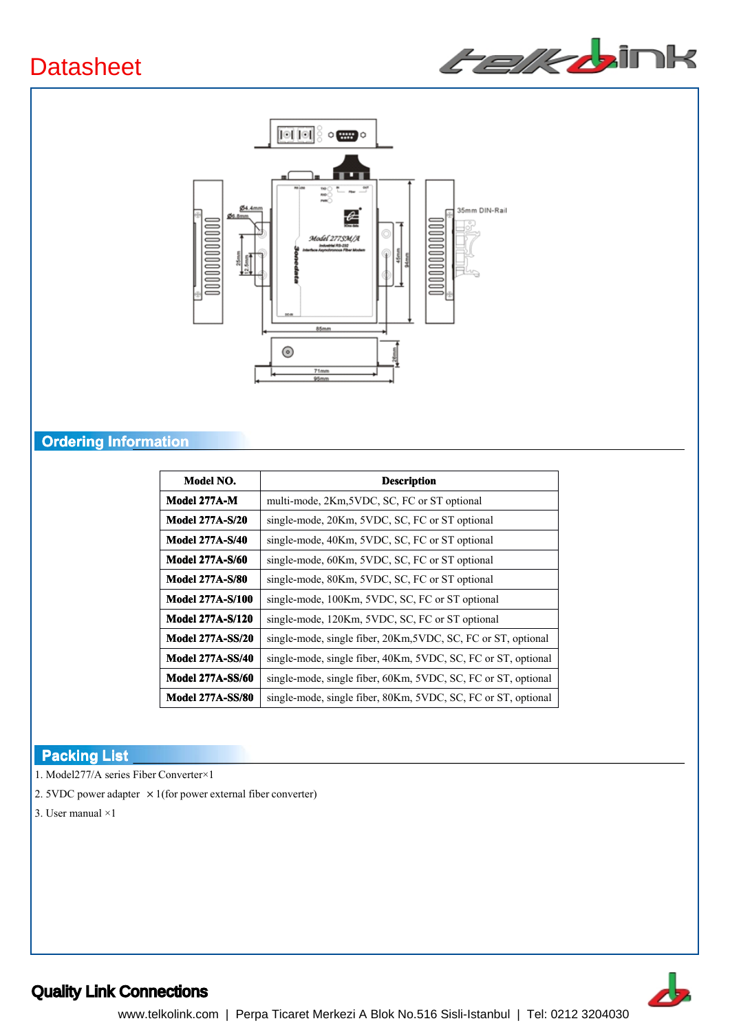## Ordering Information

| Model NO. | Description |
|---|---|
| **Model 277A-M** | multi-mode, 2Km,5VDC, SC, FC or ST optional |
| **Model 277A-S/20** | single-mode, 20Km, 5VDC, SC, FC or ST optional |
| **Model 277A-S/40** | single-mode, 40Km, 5VDC, SC, FC or ST optional |
| **Model 277A-S/60** | single-mode, 60Km, 5VDC, SC, FC or ST optional |
| **Model 277A-S/80** | single-mode, 80Km, 5VDC, SC, FC or ST optional |
| **Model 277A-S/100** | single-mode, 100Km, 5VDC, SC, FC or ST optional |
| **Model 277A-S/120** | single-mode, 120Km, 5VDC, SC, FC or ST optional |
| **Model 277A-SS/20** | single-mode, single fiber, 20Km,5VDC, SC, FC or ST, optional |
| **Model 277A-SS/40** | single-mode, single fiber, 40Km, 5VDC, SC, FC or ST, optional |
| **Model 277A-SS/60** | single-mode, single fiber, 60Km, 5VDC, SC, FC or ST, optional |
| **Model 277A-SS/80** | single-mode, single fiber, 80Km, 5VDC, SC, FC or ST, optional |

## Packing List

1. Model277/A series Fiber Converter×1
2. 5VDC power adapter × 1(for power external fiber converter)
3. User manual ×1